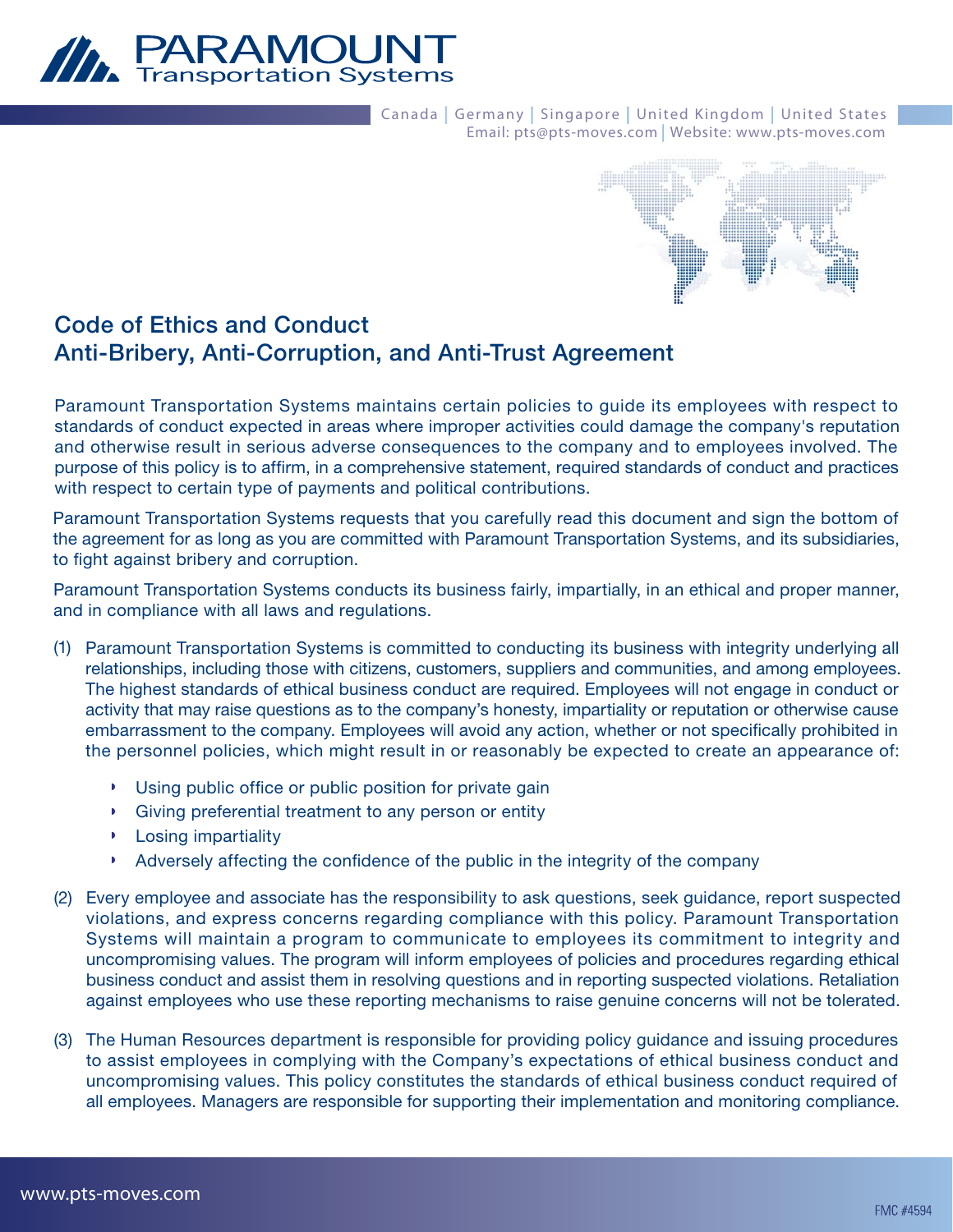# PARAMOUNT Transportation Systems

Canada | Germany | Singapore | United Kingdom | United States
Email: pts@pts-moves.com | Website: www.pts-moves.com

## Code of Ethics and Conduct
## Anti-Bribery, Anti-Corruption, and Anti-Trust Agreement

Paramount Transportation Systems maintains certain policies to guide its employees with respect to standards of conduct expected in areas where improper activities could damage the company's reputation and otherwise result in serious adverse consequences to the company and to employees involved. The purpose of this policy is to affirm, in a comprehensive statement, required standards of conduct and practices with respect to certain type of payments and political contributions.

Paramount Transportation Systems requests that you carefully read this document and sign the bottom of the agreement for as long as you are committed with Paramount Transportation Systems, and its subsidiaries, to fight against bribery and corruption.

Paramount Transportation Systems conducts its business fairly, impartially, in an ethical and proper manner, and in compliance with all laws and regulations.

(1) Paramount Transportation Systems is committed to conducting its business with integrity underlying all relationships, including those with citizens, customers, suppliers and communities, and among employees. The highest standards of ethical business conduct are required. Employees will not engage in conduct or activity that may raise questions as to the company's honesty, impartiality or reputation or otherwise cause embarrassment to the company. Employees will avoid any action, whether or not specifically prohibited in the personnel policies, which might result in or reasonably be expected to create an appearance of:

- Using public office or public position for private gain
- Giving preferential treatment to any person or entity
- Losing impartiality
- Adversely affecting the confidence of the public in the integrity of the company

(2) Every employee and associate has the responsibility to ask questions, seek guidance, report suspected violations, and express concerns regarding compliance with this policy. Paramount Transportation Systems will maintain a program to communicate to employees its commitment to integrity and uncompromising values. The program will inform employees of policies and procedures regarding ethical business conduct and assist them in resolving questions and in reporting suspected violations. Retaliation against employees who use these reporting mechanisms to raise genuine concerns will not be tolerated.

(3) The Human Resources department is responsible for providing policy guidance and issuing procedures to assist employees in complying with the Company's expectations of ethical business conduct and uncompromising values. This policy constitutes the standards of ethical business conduct required of all employees. Managers are responsible for supporting their implementation and monitoring compliance.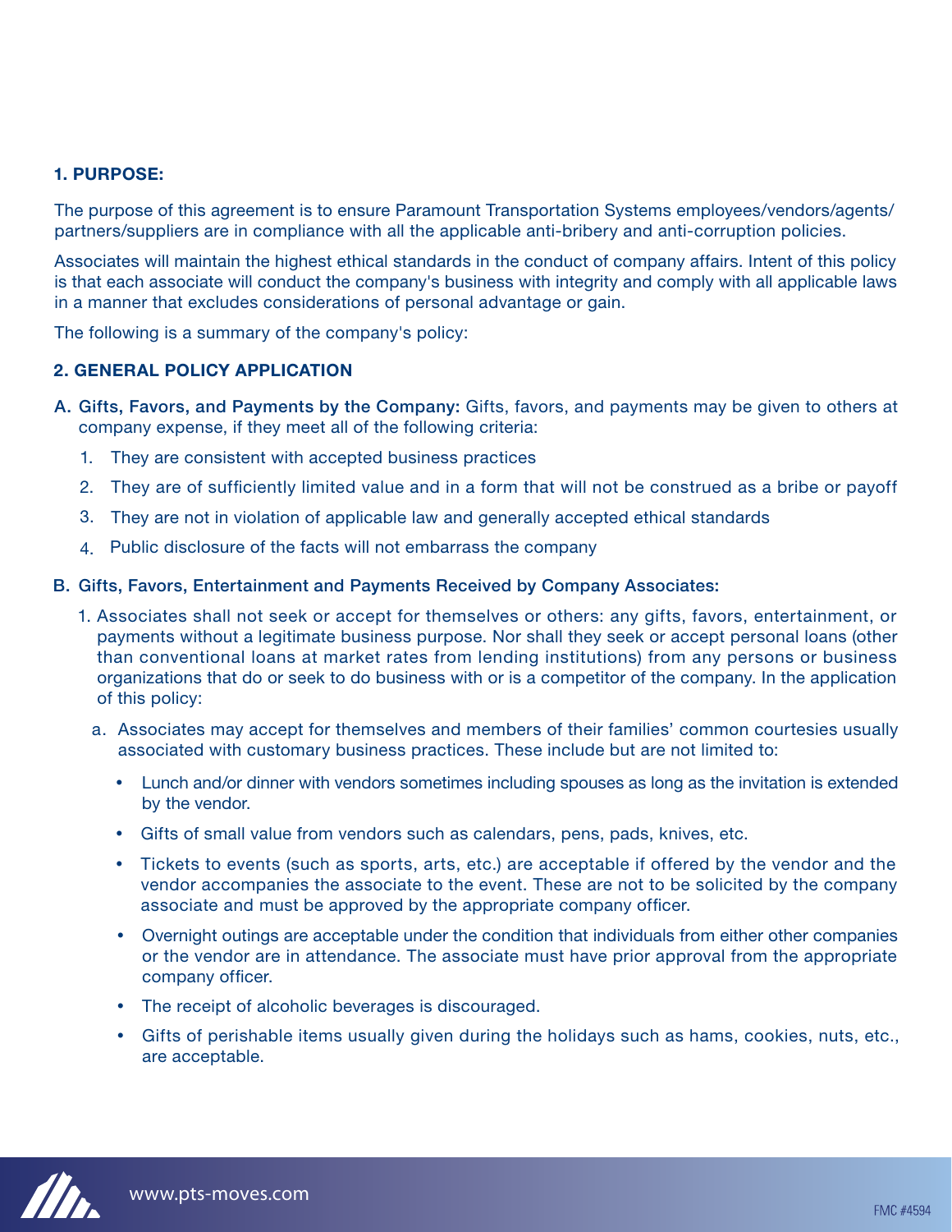## 1. PURPOSE:

The purpose of this agreement is to ensure Paramount Transportation Systems employees/vendors/agents/partners/suppliers are in compliance with all the applicable anti-bribery and anti-corruption policies.

Associates will maintain the highest ethical standards in the conduct of company affairs. Intent of this policy is that each associate will conduct the company's business with integrity and comply with all applicable laws in a manner that excludes considerations of personal advantage or gain.

The following is a summary of the company's policy:

## 2. GENERAL POLICY APPLICATION

A. **Gifts, Favors, and Payments by the Company:** Gifts, favors, and payments may be given to others at company expense, if they meet all of the following criteria:

1. They are consistent with accepted business practices
2. They are of sufficiently limited value and in a form that will not be construed as a bribe or payoff
3. They are not in violation of applicable law and generally accepted ethical standards
4. Public disclosure of the facts will not embarrass the company

B. **Gifts, Favors, Entertainment and Payments Received by Company Associates:**

1. Associates shall not seek or accept for themselves or others: any gifts, favors, entertainment, or payments without a legitimate business purpose. Nor shall they seek or accept personal loans (other than conventional loans at market rates from lending institutions) from any persons or business organizations that do or seek to do business with or is a competitor of the company. In the application of this policy:

   a. Associates may accept for themselves and members of their families' common courtesies usually associated with customary business practices. These include but are not limited to:

   - Lunch and/or dinner with vendors sometimes including spouses as long as the invitation is extended by the vendor.
   - Gifts of small value from vendors such as calendars, pens, pads, knives, etc.
   - Tickets to events (such as sports, arts, etc.) are acceptable if offered by the vendor and the vendor accompanies the associate to the event. These are not to be solicited by the company associate and must be approved by the appropriate company officer.
   - Overnight outings are acceptable under the condition that individuals from either other companies or the vendor are in attendance. The associate must have prior approval from the appropriate company officer.
   - The receipt of alcoholic beverages is discouraged.
   - Gifts of perishable items usually given during the holidays such as hams, cookies, nuts, etc., are acceptable.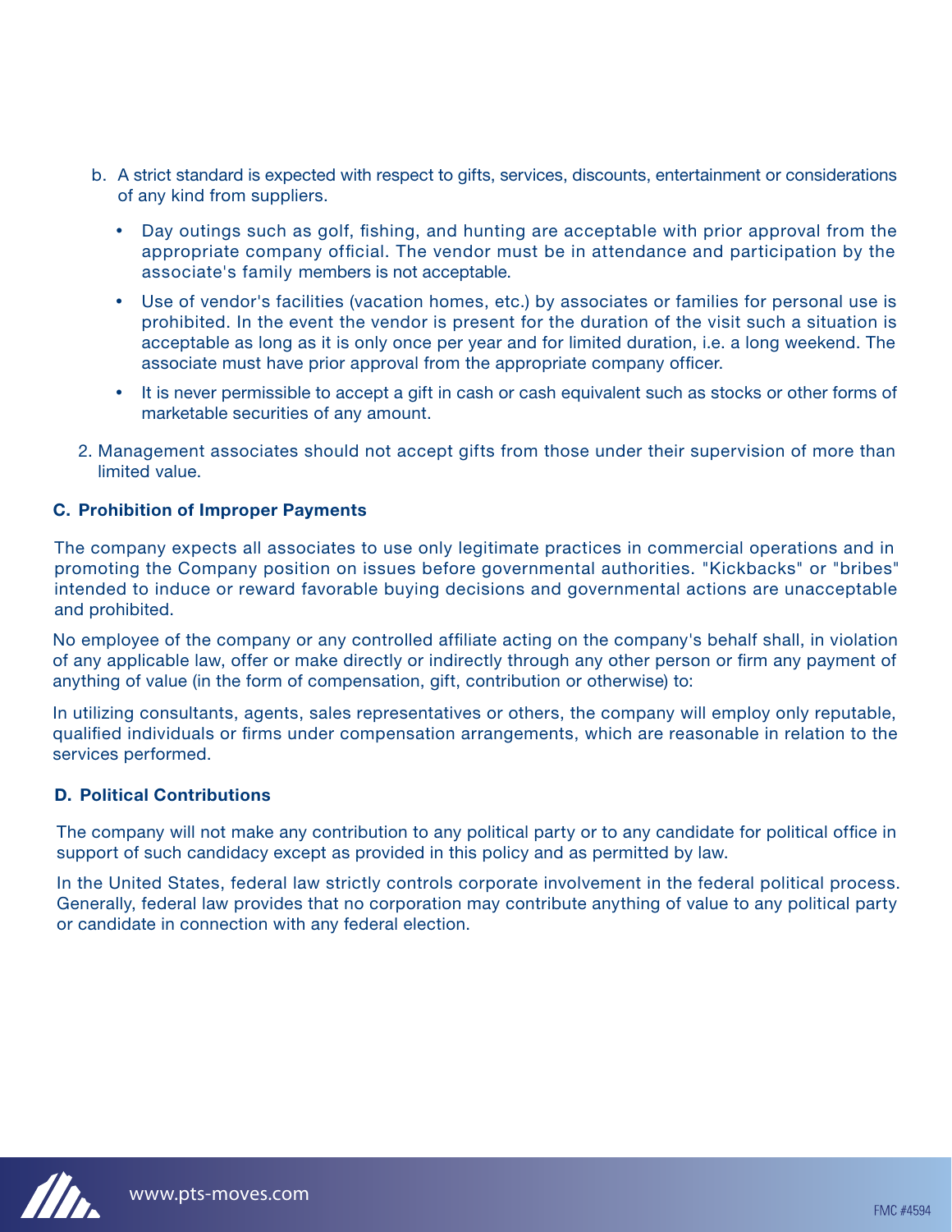b. A strict standard is expected with respect to gifts, services, discounts, entertainment or considerations of any kind from suppliers.

   - Day outings such as golf, fishing, and hunting are acceptable with prior approval from the appropriate company official. The vendor must be in attendance and participation by the associate's family members is not acceptable.
   - Use of vendor's facilities (vacation homes, etc.) by associates or families for personal use is prohibited. In the event the vendor is present for the duration of the visit such a situation is acceptable as long as it is only once per year and for limited duration, i.e. a long weekend. The associate must have prior approval from the appropriate company officer.
   - It is never permissible to accept a gift in cash or cash equivalent such as stocks or other forms of marketable securities of any amount.

2. Management associates should not accept gifts from those under their supervision of more than limited value.

### C. Prohibition of Improper Payments

The company expects all associates to use only legitimate practices in commercial operations and in promoting the Company position on issues before governmental authorities. "Kickbacks" or "bribes" intended to induce or reward favorable buying decisions and governmental actions are unacceptable and prohibited.

No employee of the company or any controlled affiliate acting on the company's behalf shall, in violation of any applicable law, offer or make directly or indirectly through any other person or firm any payment of anything of value (in the form of compensation, gift, contribution or otherwise) to:

In utilizing consultants, agents, sales representatives or others, the company will employ only reputable, qualified individuals or firms under compensation arrangements, which are reasonable in relation to the services performed.

### D. Political Contributions

The company will not make any contribution to any political party or to any candidate for political office in support of such candidacy except as provided in this policy and as permitted by law.

In the United States, federal law strictly controls corporate involvement in the federal political process. Generally, federal law provides that no corporation may contribute anything of value to any political party or candidate in connection with any federal election.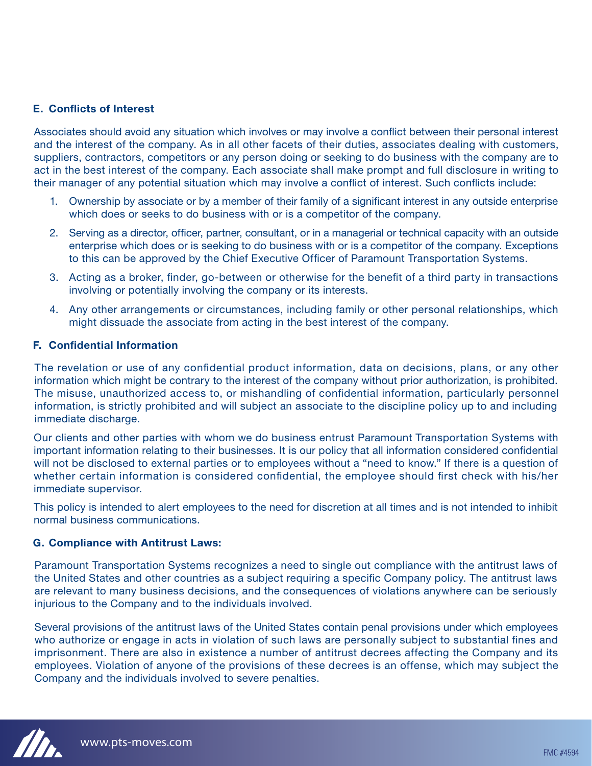### E. Conflicts of Interest

Associates should avoid any situation which involves or may involve a conflict between their personal interest and the interest of the company. As in all other facets of their duties, associates dealing with customers, suppliers, contractors, competitors or any person doing or seeking to do business with the company are to act in the best interest of the company. Each associate shall make prompt and full disclosure in writing to their manager of any potential situation which may involve a conflict of interest. Such conflicts include:

1. Ownership by associate or by a member of their family of a significant interest in any outside enterprise which does or seeks to do business with or is a competitor of the company.
2. Serving as a director, officer, partner, consultant, or in a managerial or technical capacity with an outside enterprise which does or is seeking to do business with or is a competitor of the company. Exceptions to this can be approved by the Chief Executive Officer of Paramount Transportation Systems.
3. Acting as a broker, finder, go-between or otherwise for the benefit of a third party in transactions involving or potentially involving the company or its interests.
4. Any other arrangements or circumstances, including family or other personal relationships, which might dissuade the associate from acting in the best interest of the company.

### F. Confidential Information

The revelation or use of any confidential product information, data on decisions, plans, or any other information which might be contrary to the interest of the company without prior authorization, is prohibited. The misuse, unauthorized access to, or mishandling of confidential information, particularly personnel information, is strictly prohibited and will subject an associate to the discipline policy up to and including immediate discharge.

Our clients and other parties with whom we do business entrust Paramount Transportation Systems with important information relating to their businesses. It is our policy that all information considered confidential will not be disclosed to external parties or to employees without a "need to know." If there is a question of whether certain information is considered confidential, the employee should first check with his/her immediate supervisor.

This policy is intended to alert employees to the need for discretion at all times and is not intended to inhibit normal business communications.

### G. Compliance with Antitrust Laws:

Paramount Transportation Systems recognizes a need to single out compliance with the antitrust laws of the United States and other countries as a subject requiring a specific Company policy. The antitrust laws are relevant to many business decisions, and the consequences of violations anywhere can be seriously injurious to the Company and to the individuals involved.

Several provisions of the antitrust laws of the United States contain penal provisions under which employees who authorize or engage in acts in violation of such laws are personally subject to substantial fines and imprisonment. There are also in existence a number of antitrust decrees affecting the Company and its employees. Violation of anyone of the provisions of these decrees is an offense, which may subject the Company and the individuals involved to severe penalties.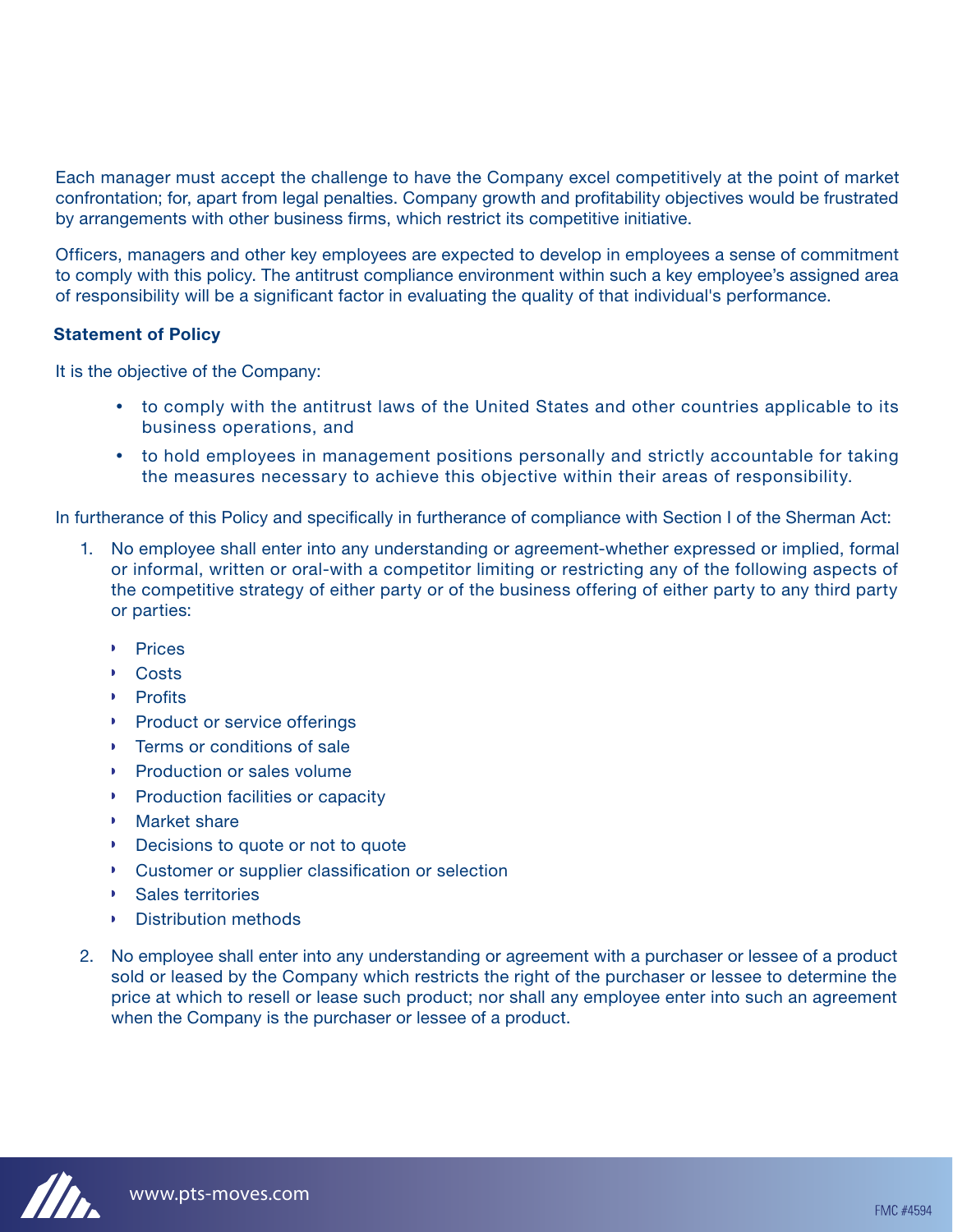Each manager must accept the challenge to have the Company excel competitively at the point of market confrontation; for, apart from legal penalties. Company growth and profitability objectives would be frustrated by arrangements with other business firms, which restrict its competitive initiative.

Officers, managers and other key employees are expected to develop in employees a sense of commitment to comply with this policy. The antitrust compliance environment within such a key employee's assigned area of responsibility will be a significant factor in evaluating the quality of that individual's performance.

**Statement of Policy**

It is the objective of the Company:

- to comply with the antitrust laws of the United States and other countries applicable to its business operations, and
- to hold employees in management positions personally and strictly accountable for taking the measures necessary to achieve this objective within their areas of responsibility.

In furtherance of this Policy and specifically in furtherance of compliance with Section I of the Sherman Act:

1. No employee shall enter into any understanding or agreement-whether expressed or implied, formal or informal, written or oral-with a competitor limiting or restricting any of the following aspects of the competitive strategy of either party or of the business offering of either party to any third party or parties:

   - Prices
   - Costs
   - Profits
   - Product or service offerings
   - Terms or conditions of sale
   - Production or sales volume
   - Production facilities or capacity
   - Market share
   - Decisions to quote or not to quote
   - Customer or supplier classification or selection
   - Sales territories
   - Distribution methods

2. No employee shall enter into any understanding or agreement with a purchaser or lessee of a product sold or leased by the Company which restricts the right of the purchaser or lessee to determine the price at which to resell or lease such product; nor shall any employee enter into such an agreement when the Company is the purchaser or lessee of a product.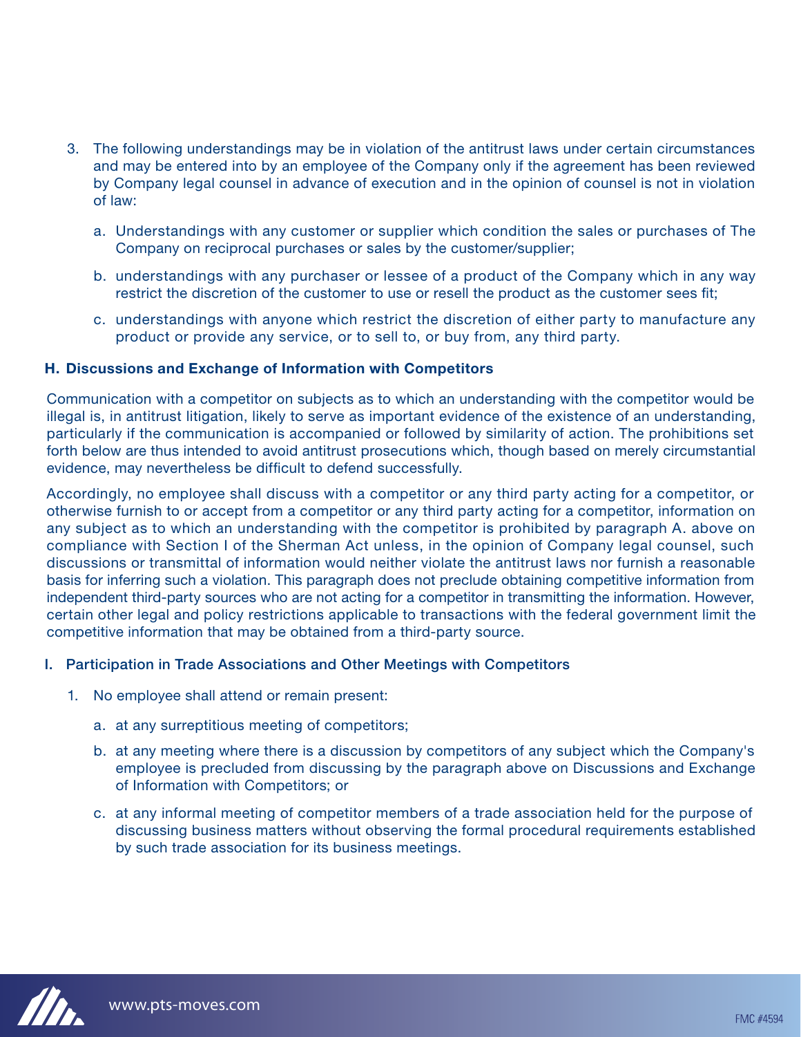3. The following understandings may be in violation of the antitrust laws under certain circumstances and may be entered into by an employee of the Company only if the agreement has been reviewed by Company legal counsel in advance of execution and in the opinion of counsel is not in violation of law:

   a. Understandings with any customer or supplier which condition the sales or purchases of The Company on reciprocal purchases or sales by the customer/supplier;

   b. understandings with any purchaser or lessee of a product of the Company which in any way restrict the discretion of the customer to use or resell the product as the customer sees fit;

   c. understandings with anyone which restrict the discretion of either party to manufacture any product or provide any service, or to sell to, or buy from, any third party.

### H. Discussions and Exchange of Information with Competitors

Communication with a competitor on subjects as to which an understanding with the competitor would be illegal is, in antitrust litigation, likely to serve as important evidence of the existence of an understanding, particularly if the communication is accompanied or followed by similarity of action. The prohibitions set forth below are thus intended to avoid antitrust prosecutions which, though based on merely circumstantial evidence, may nevertheless be difficult to defend successfully.

Accordingly, no employee shall discuss with a competitor or any third party acting for a competitor, or otherwise furnish to or accept from a competitor or any third party acting for a competitor, information on any subject as to which an understanding with the competitor is prohibited by paragraph A. above on compliance with Section I of the Sherman Act unless, in the opinion of Company legal counsel, such discussions or transmittal of information would neither violate the antitrust laws nor furnish a reasonable basis for inferring such a violation. This paragraph does not preclude obtaining competitive information from independent third-party sources who are not acting for a competitor in transmitting the information. However, certain other legal and policy restrictions applicable to transactions with the federal government limit the competitive information that may be obtained from a third-party source.

### I. Participation in Trade Associations and Other Meetings with Competitors

1. No employee shall attend or remain present:

   a. at any surreptitious meeting of competitors;

   b. at any meeting where there is a discussion by competitors of any subject which the Company's employee is precluded from discussing by the paragraph above on Discussions and Exchange of Information with Competitors; or

   c. at any informal meeting of competitor members of a trade association held for the purpose of discussing business matters without observing the formal procedural requirements established by such trade association for its business meetings.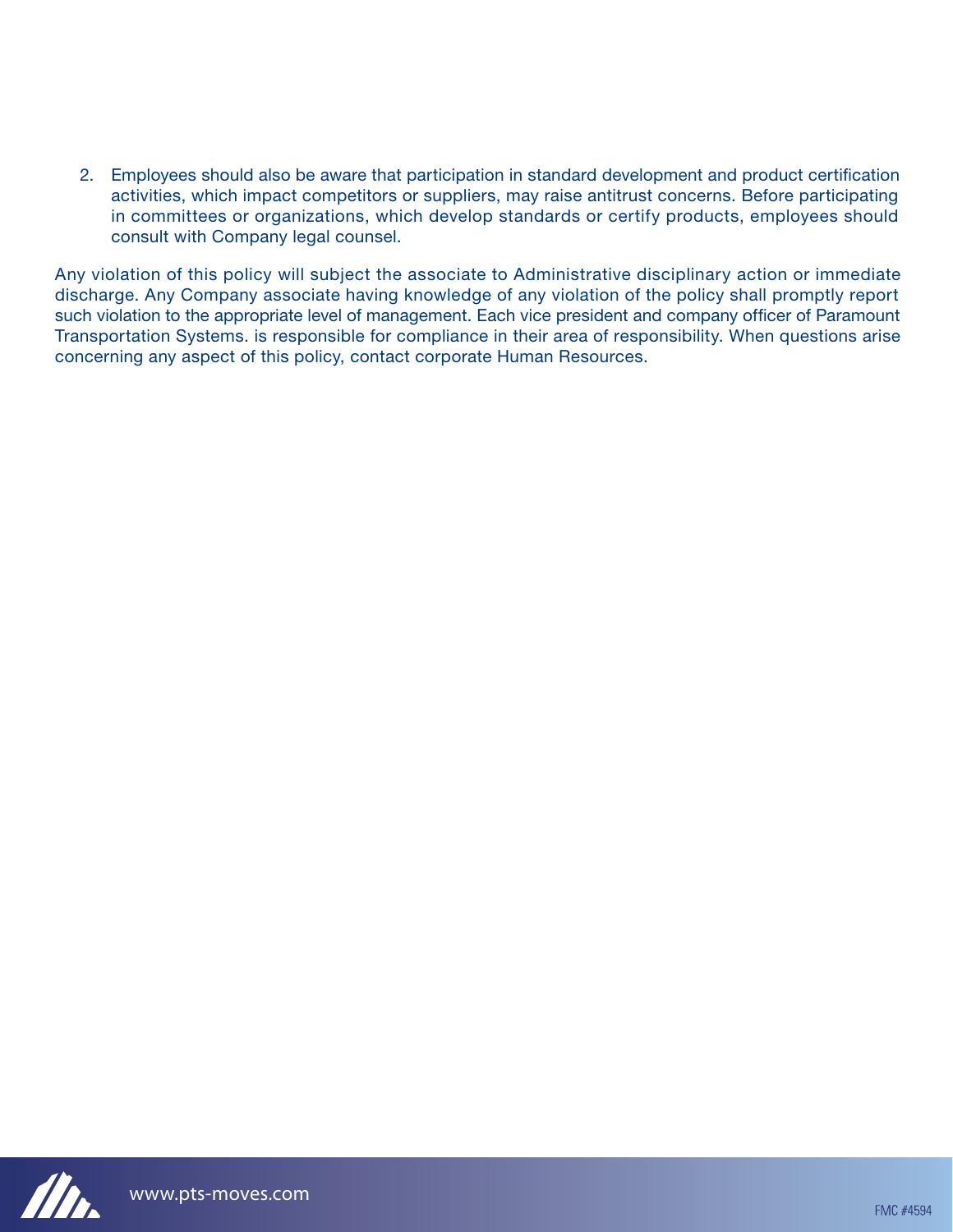2. Employees should also be aware that participation in standard development and product certification activities, which impact competitors or suppliers, may raise antitrust concerns. Before participating in committees or organizations, which develop standards or certify products, employees should consult with Company legal counsel.

Any violation of this policy will subject the associate to Administrative disciplinary action or immediate discharge. Any Company associate having knowledge of any violation of the policy shall promptly report such violation to the appropriate level of management. Each vice president and company officer of Paramount Transportation Systems. is responsible for compliance in their area of responsibility. When questions arise concerning any aspect of this policy, contact corporate Human Resources.